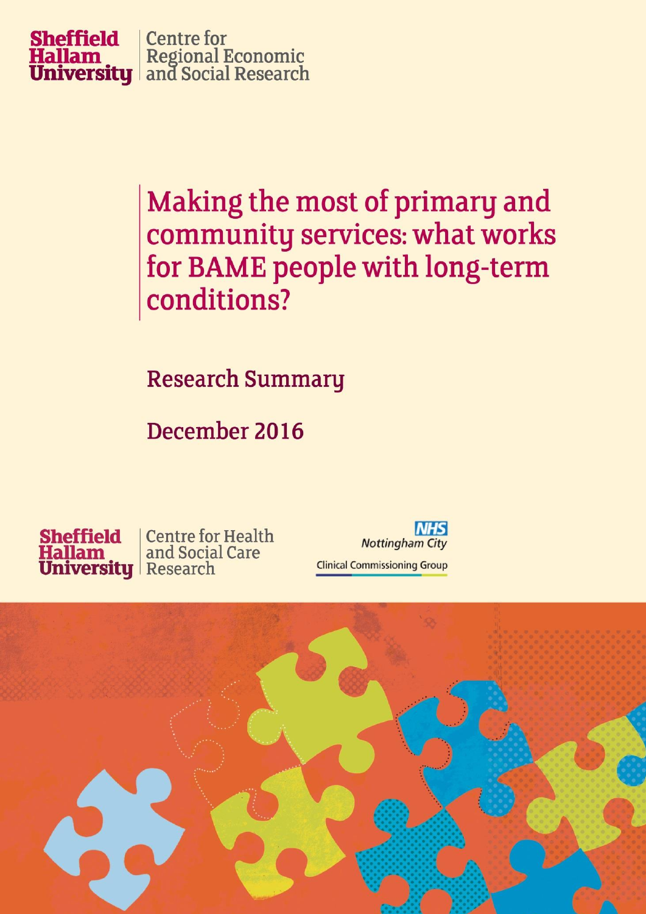Sheffield Hallam University | Centre for Regional Economic and Social Research

# Making the most of primary and community services: what works for BAME people with long-term conditions?

## Research Summary

## December 2016

Sheffield Hallam University | Centre for Health and Social Care Research

NHS Nottingham City Clinical Commissioning Group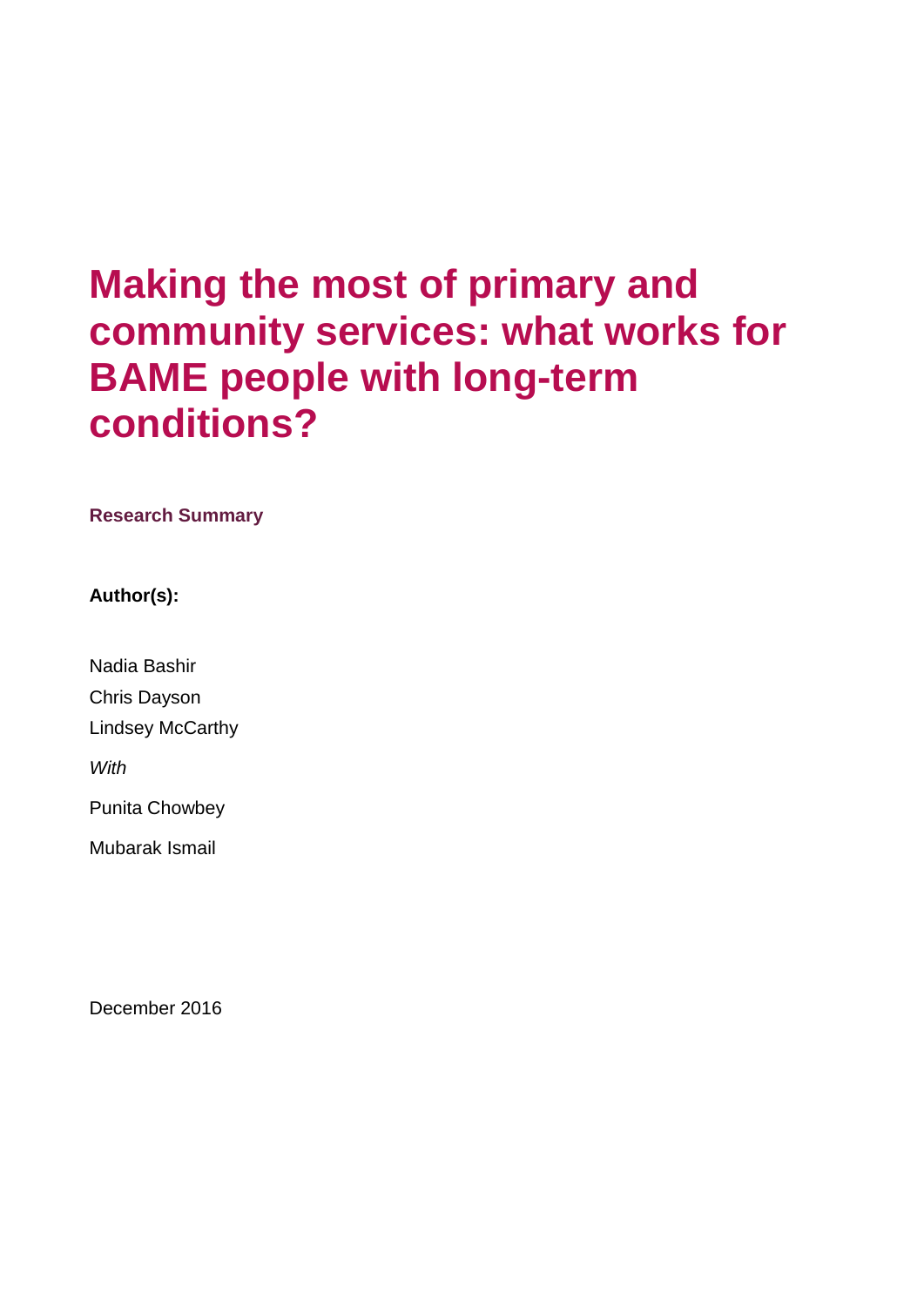# Making the most of primary and community services: what works for BAME people with long-term conditions?

**Research Summary**

**Author(s):**

Nadia Bashir

Chris Dayson

Lindsey McCarthy

*With*

Punita Chowbey

Mubarak Ismail

December 2016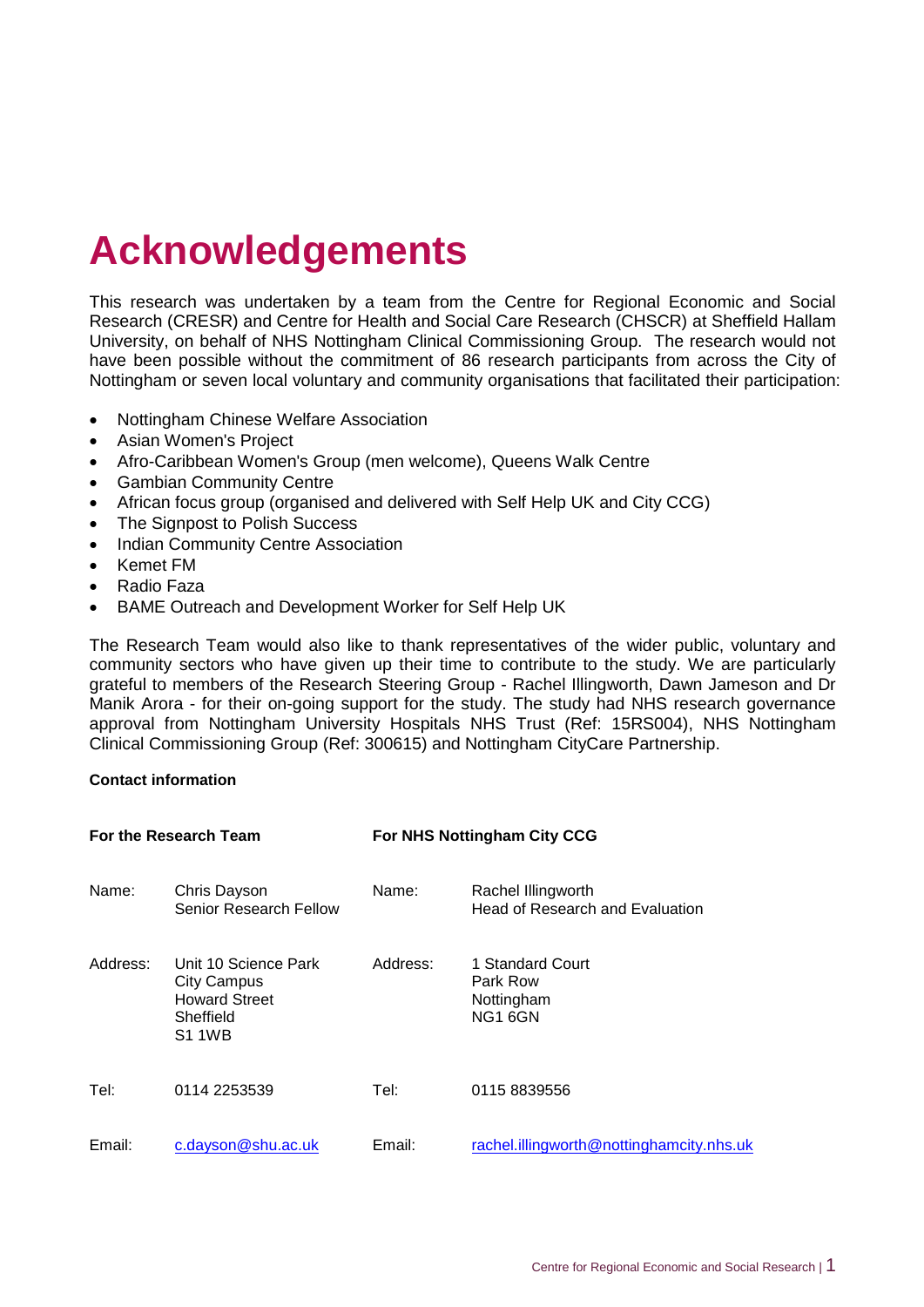# Acknowledgements

This research was undertaken by a team from the Centre for Regional Economic and Social Research (CRESR) and Centre for Health and Social Care Research (CHSCR) at Sheffield Hallam University, on behalf of NHS Nottingham Clinical Commissioning Group. The research would not have been possible without the commitment of 86 research participants from across the City of Nottingham or seven local voluntary and community organisations that facilitated their participation:

- Nottingham Chinese Welfare Association
- Asian Women's Project
- Afro-Caribbean Women's Group (men welcome), Queens Walk Centre
- Gambian Community Centre
- African focus group (organised and delivered with Self Help UK and City CCG)
- The Signpost to Polish Success
- Indian Community Centre Association
- Kemet FM
- Radio Faza
- BAME Outreach and Development Worker for Self Help UK

The Research Team would also like to thank representatives of the wider public, voluntary and community sectors who have given up their time to contribute to the study. We are particularly grateful to members of the Research Steering Group - Rachel Illingworth, Dawn Jameson and Dr Manik Arora - for their on-going support for the study. The study had NHS research governance approval from Nottingham University Hospitals NHS Trust (Ref: 15RS004), NHS Nottingham Clinical Commissioning Group (Ref: 300615) and Nottingham CityCare Partnership.

**Contact information**

| **For the Research Team** | | **For NHS Nottingham City CCG** | |
|---|---|---|---|
| Name: | Chris Dayson<br>Senior Research Fellow | Name: | Rachel Illingworth<br>Head of Research and Evaluation |
| Address: | Unit 10 Science Park<br>City Campus<br>Howard Street<br>Sheffield<br>S1 1WB | Address: | 1 Standard Court<br>Park Row<br>Nottingham<br>NG1 6GN |
| Tel: | 0114 2253539 | Tel: | 0115 8839556 |
| Email: | c.dayson@shu.ac.uk | Email: | rachel.illingworth@nottinghamcity.nhs.uk |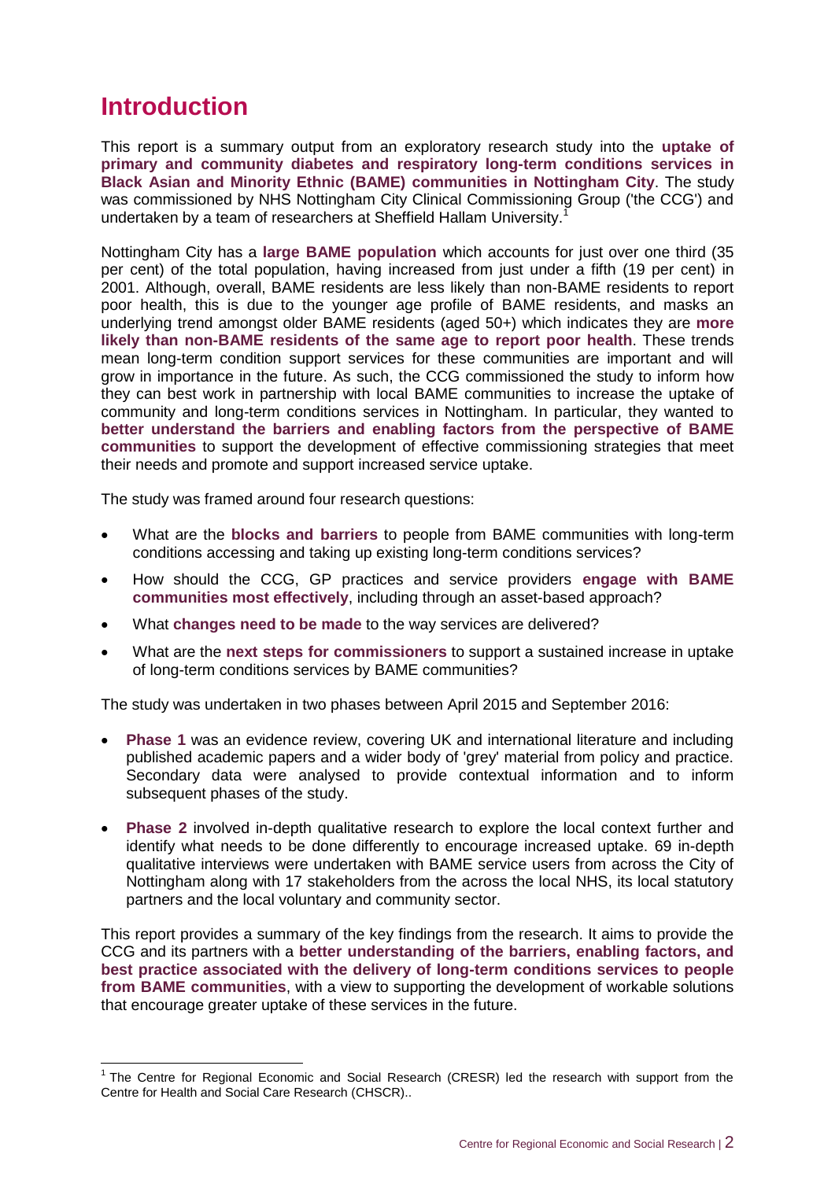# Introduction

This report is a summary output from an exploratory research study into the **uptake of primary and community diabetes and respiratory long-term conditions services in Black Asian and Minority Ethnic (BAME) communities in Nottingham City**. The study was commissioned by NHS Nottingham City Clinical Commissioning Group ('the CCG') and undertaken by a team of researchers at Sheffield Hallam University.[1]

Nottingham City has a **large BAME population** which accounts for just over one third (35 per cent) of the total population, having increased from just under a fifth (19 per cent) in 2001. Although, overall, BAME residents are less likely than non-BAME residents to report poor health, this is due to the younger age profile of BAME residents, and masks an underlying trend amongst older BAME residents (aged 50+) which indicates they are **more likely than non-BAME residents of the same age to report poor health**. These trends mean long-term condition support services for these communities are important and will grow in importance in the future. As such, the CCG commissioned the study to inform how they can best work in partnership with local BAME communities to increase the uptake of community and long-term conditions services in Nottingham. In particular, they wanted to **better understand the barriers and enabling factors from the perspective of BAME communities** to support the development of effective commissioning strategies that meet their needs and promote and support increased service uptake.

The study was framed around four research questions:

- What are the **blocks and barriers** to people from BAME communities with long-term conditions accessing and taking up existing long-term conditions services?
- How should the CCG, GP practices and service providers **engage with BAME communities most effectively**, including through an asset-based approach?
- What **changes need to be made** to the way services are delivered?
- What are the **next steps for commissioners** to support a sustained increase in uptake of long-term conditions services by BAME communities?

The study was undertaken in two phases between April 2015 and September 2016:

- **Phase 1** was an evidence review, covering UK and international literature and including published academic papers and a wider body of 'grey' material from policy and practice. Secondary data were analysed to provide contextual information and to inform subsequent phases of the study.
- **Phase 2** involved in-depth qualitative research to explore the local context further and identify what needs to be done differently to encourage increased uptake. 69 in-depth qualitative interviews were undertaken with BAME service users from across the City of Nottingham along with 17 stakeholders from the across the local NHS, its local statutory partners and the local voluntary and community sector.

This report provides a summary of the key findings from the research. It aims to provide the CCG and its partners with a **better understanding of the barriers, enabling factors, and best practice associated with the delivery of long-term conditions services to people from BAME communities**, with a view to supporting the development of workable solutions that encourage greater uptake of these services in the future.

---

[1] The Centre for Regional Economic and Social Research (CRESR) led the research with support from the Centre for Health and Social Care Research (CHSCR)..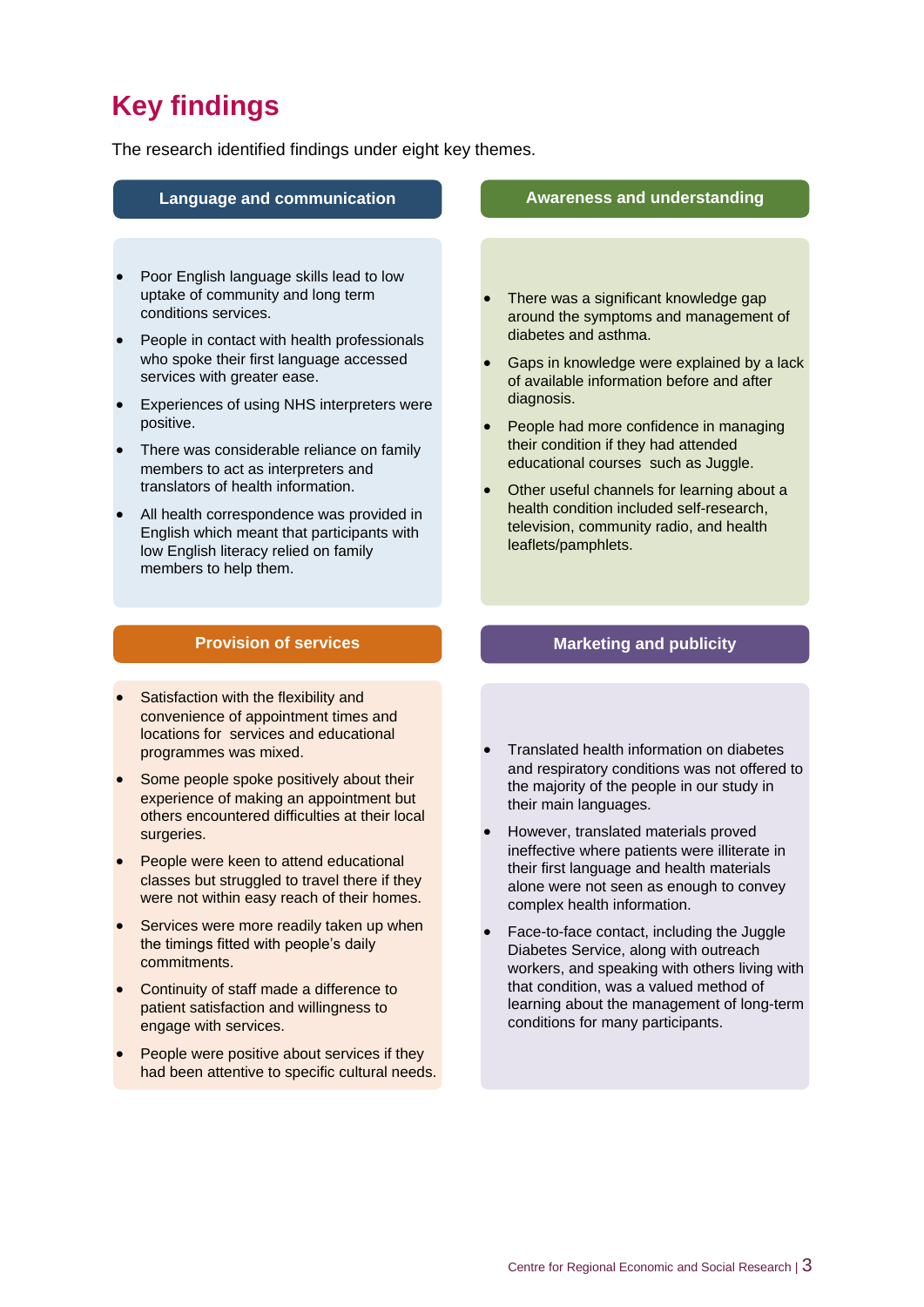# Key findings

The research identified findings under eight key themes.

## Language and communication

- Poor English language skills lead to low uptake of community and long term conditions services.
- People in contact with health professionals who spoke their first language accessed services with greater ease.
- Experiences of using NHS interpreters were positive.
- There was considerable reliance on family members to act as interpreters and translators of health information.
- All health correspondence was provided in English which meant that participants with low English literacy relied on family members to help them.

## Awareness and understanding

- There was a significant knowledge gap around the symptoms and management of diabetes and asthma.
- Gaps in knowledge were explained by a lack of available information before and after diagnosis.
- People had more confidence in managing their condition if they had attended educational courses such as Juggle.
- Other useful channels for learning about a health condition included self-research, television, community radio, and health leaflets/pamphlets.

## Provision of services

- Satisfaction with the flexibility and convenience of appointment times and locations for services and educational programmes was mixed.
- Some people spoke positively about their experience of making an appointment but others encountered difficulties at their local surgeries.
- People were keen to attend educational classes but struggled to travel there if they were not within easy reach of their homes.
- Services were more readily taken up when the timings fitted with people's daily commitments.
- Continuity of staff made a difference to patient satisfaction and willingness to engage with services.
- People were positive about services if they had been attentive to specific cultural needs.

## Marketing and publicity

- Translated health information on diabetes and respiratory conditions was not offered to the majority of the people in our study in their main languages.
- However, translated materials proved ineffective where patients were illiterate in their first language and health materials alone were not seen as enough to convey complex health information.
- Face-to-face contact, including the Juggle Diabetes Service, along with outreach workers, and speaking with others living with that condition, was a valued method of learning about the management of long-term conditions for many participants.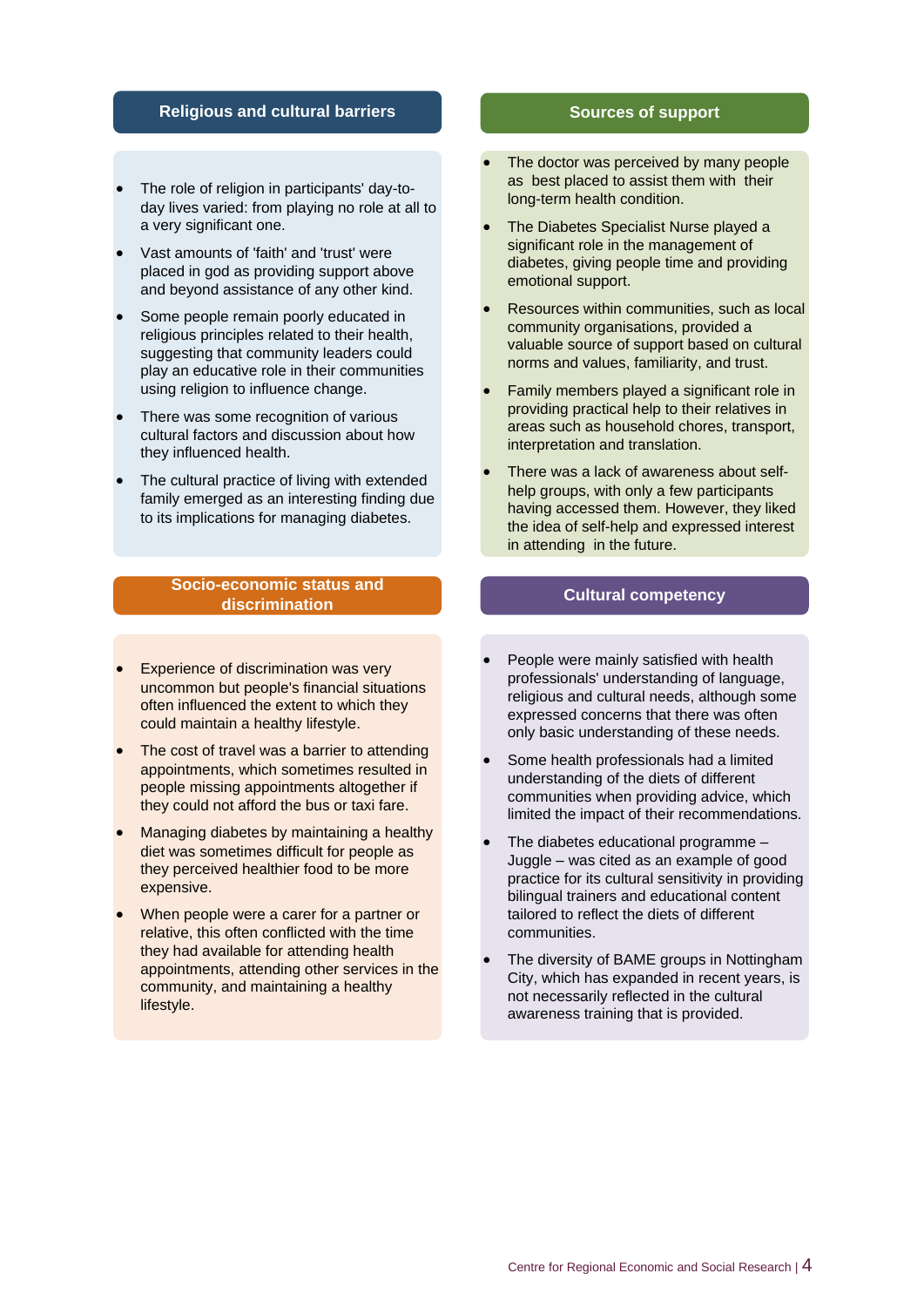## Religious and cultural barriers

- The role of religion in participants' day-to-day lives varied: from playing no role at all to a very significant one.
- Vast amounts of 'faith' and 'trust' were placed in god as providing support above and beyond assistance of any other kind.
- Some people remain poorly educated in religious principles related to their health, suggesting that community leaders could play an educative role in their communities using religion to influence change.
- There was some recognition of various cultural factors and discussion about how they influenced health.
- The cultural practice of living with extended family emerged as an interesting finding due to its implications for managing diabetes.

## Sources of support

- The doctor was perceived by many people as best placed to assist them with their long-term health condition.
- The Diabetes Specialist Nurse played a significant role in the management of diabetes, giving people time and providing emotional support.
- Resources within communities, such as local community organisations, provided a valuable source of support based on cultural norms and values, familiarity, and trust.
- Family members played a significant role in providing practical help to their relatives in areas such as household chores, transport, interpretation and translation.
- There was a lack of awareness about self-help groups, with only a few participants having accessed them. However, they liked the idea of self-help and expressed interest in attending in the future.

## Socio-economic status and discrimination

- Experience of discrimination was very uncommon but people's financial situations often influenced the extent to which they could maintain a healthy lifestyle.
- The cost of travel was a barrier to attending appointments, which sometimes resulted in people missing appointments altogether if they could not afford the bus or taxi fare.
- Managing diabetes by maintaining a healthy diet was sometimes difficult for people as they perceived healthier food to be more expensive.
- When people were a carer for a partner or relative, this often conflicted with the time they had available for attending health appointments, attending other services in the community, and maintaining a healthy lifestyle.

## Cultural competency

- People were mainly satisfied with health professionals' understanding of language, religious and cultural needs, although some expressed concerns that there was often only basic understanding of these needs.
- Some health professionals had a limited understanding of the diets of different communities when providing advice, which limited the impact of their recommendations.
- The diabetes educational programme – Juggle – was cited as an example of good practice for its cultural sensitivity in providing bilingual trainers and educational content tailored to reflect the diets of different communities.
- The diversity of BAME groups in Nottingham City, which has expanded in recent years, is not necessarily reflected in the cultural awareness training that is provided.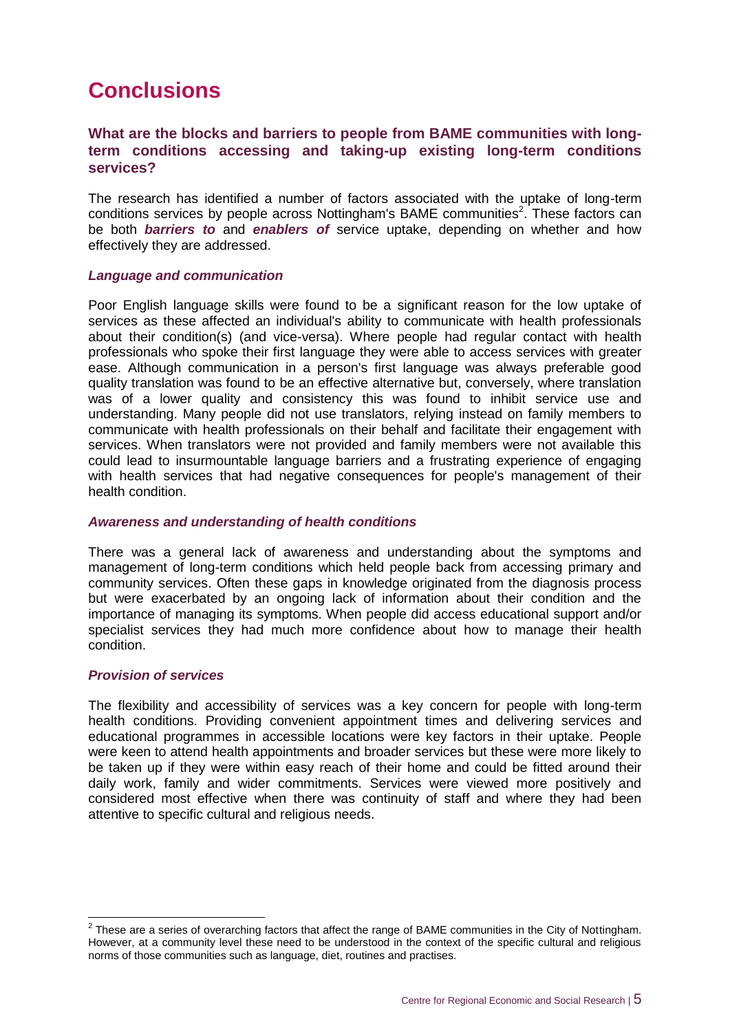# Conclusions

### What are the blocks and barriers to people from BAME communities with long-term conditions accessing and taking-up existing long-term conditions services?

The research has identified a number of factors associated with the uptake of long-term conditions services by people across Nottingham's BAME communities[2]. These factors can be both ***barriers to*** and ***enablers of*** service uptake, depending on whether and how effectively they are addressed.

#### *Language and communication*

Poor English language skills were found to be a significant reason for the low uptake of services as these affected an individual's ability to communicate with health professionals about their condition(s) (and vice-versa). Where people had regular contact with health professionals who spoke their first language they were able to access services with greater ease. Although communication in a person's first language was always preferable good quality translation was found to be an effective alternative but, conversely, where translation was of a lower quality and consistency this was found to inhibit service use and understanding. Many people did not use translators, relying instead on family members to communicate with health professionals on their behalf and facilitate their engagement with services. When translators were not provided and family members were not available this could lead to insurmountable language barriers and a frustrating experience of engaging with health services that had negative consequences for people's management of their health condition.

#### *Awareness and understanding of health conditions*

There was a general lack of awareness and understanding about the symptoms and management of long-term conditions which held people back from accessing primary and community services. Often these gaps in knowledge originated from the diagnosis process but were exacerbated by an ongoing lack of information about their condition and the importance of managing its symptoms. When people did access educational support and/or specialist services they had much more confidence about how to manage their health condition.

#### *Provision of services*

The flexibility and accessibility of services was a key concern for people with long-term health conditions. Providing convenient appointment times and delivering services and educational programmes in accessible locations were key factors in their uptake. People were keen to attend health appointments and broader services but these were more likely to be taken up if they were within easy reach of their home and could be fitted around their daily work, family and wider commitments. Services were viewed more positively and considered most effective when there was continuity of staff and where they had been attentive to specific cultural and religious needs.

---

[2] These are a series of overarching factors that affect the range of BAME communities in the City of Nottingham. However, at a community level these need to be understood in the context of the specific cultural and religious norms of those communities such as language, diet, routines and practises.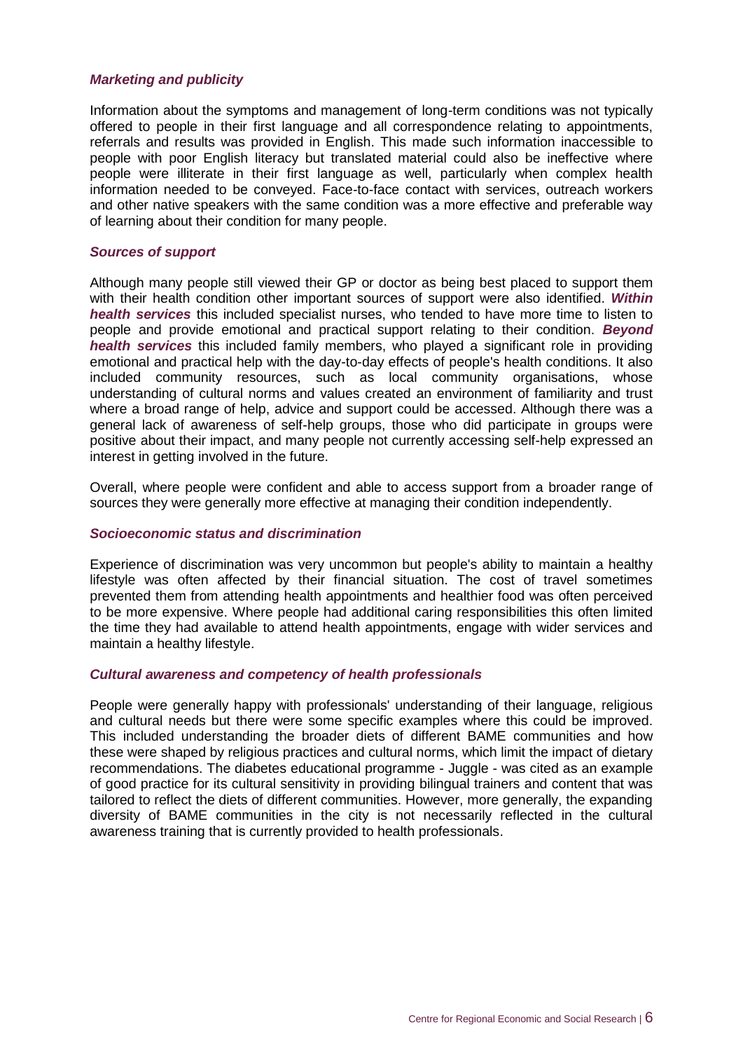### *Marketing and publicity*

Information about the symptoms and management of long-term conditions was not typically offered to people in their first language and all correspondence relating to appointments, referrals and results was provided in English. This made such information inaccessible to people with poor English literacy but translated material could also be ineffective where people were illiterate in their first language as well, particularly when complex health information needed to be conveyed. Face-to-face contact with services, outreach workers and other native speakers with the same condition was a more effective and preferable way of learning about their condition for many people.

### *Sources of support*

Although many people still viewed their GP or doctor as being best placed to support them with their health condition other important sources of support were also identified. ***Within health services*** this included specialist nurses, who tended to have more time to listen to people and provide emotional and practical support relating to their condition. ***Beyond health services*** this included family members, who played a significant role in providing emotional and practical help with the day-to-day effects of people's health conditions. It also included community resources, such as local community organisations, whose understanding of cultural norms and values created an environment of familiarity and trust where a broad range of help, advice and support could be accessed. Although there was a general lack of awareness of self-help groups, those who did participate in groups were positive about their impact, and many people not currently accessing self-help expressed an interest in getting involved in the future.

Overall, where people were confident and able to access support from a broader range of sources they were generally more effective at managing their condition independently.

### *Socioeconomic status and discrimination*

Experience of discrimination was very uncommon but people's ability to maintain a healthy lifestyle was often affected by their financial situation. The cost of travel sometimes prevented them from attending health appointments and healthier food was often perceived to be more expensive. Where people had additional caring responsibilities this often limited the time they had available to attend health appointments, engage with wider services and maintain a healthy lifestyle.

### *Cultural awareness and competency of health professionals*

People were generally happy with professionals' understanding of their language, religious and cultural needs but there were some specific examples where this could be improved. This included understanding the broader diets of different BAME communities and how these were shaped by religious practices and cultural norms, which limit the impact of dietary recommendations. The diabetes educational programme - Juggle - was cited as an example of good practice for its cultural sensitivity in providing bilingual trainers and content that was tailored to reflect the diets of different communities. However, more generally, the expanding diversity of BAME communities in the city is not necessarily reflected in the cultural awareness training that is currently provided to health professionals.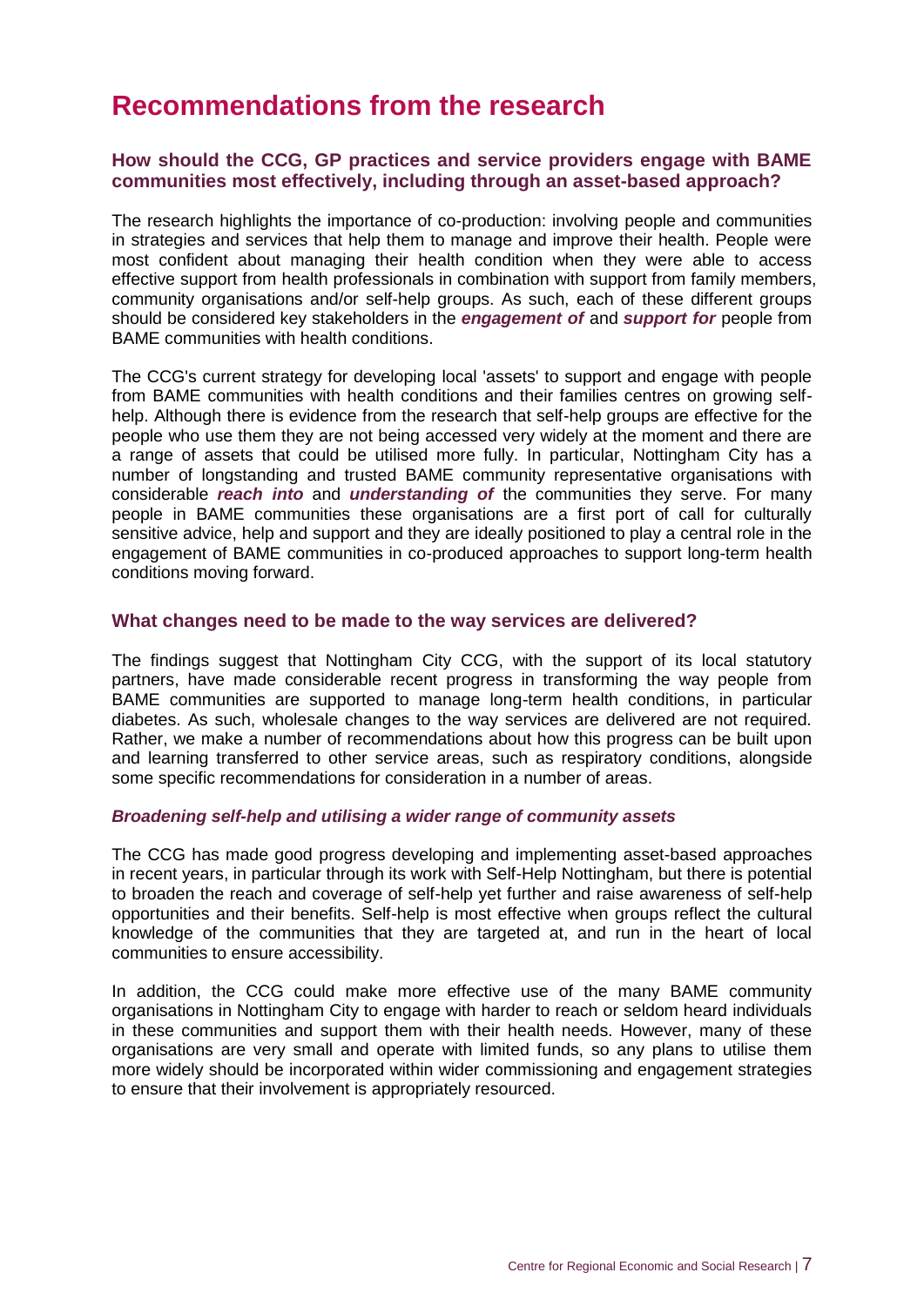# Recommendations from the research

### How should the CCG, GP practices and service providers engage with BAME communities most effectively, including through an asset-based approach?

The research highlights the importance of co-production: involving people and communities in strategies and services that help them to manage and improve their health. People were most confident about managing their health condition when they were able to access effective support from health professionals in combination with support from family members, community organisations and/or self-help groups. As such, each of these different groups should be considered key stakeholders in the ***engagement of*** and ***support for*** people from BAME communities with health conditions.

The CCG's current strategy for developing local 'assets' to support and engage with people from BAME communities with health conditions and their families centres on growing self-help. Although there is evidence from the research that self-help groups are effective for the people who use them they are not being accessed very widely at the moment and there are a range of assets that could be utilised more fully. In particular, Nottingham City has a number of longstanding and trusted BAME community representative organisations with considerable ***reach into*** and ***understanding of*** the communities they serve. For many people in BAME communities these organisations are a first port of call for culturally sensitive advice, help and support and they are ideally positioned to play a central role in the engagement of BAME communities in co-produced approaches to support long-term health conditions moving forward.

### What changes need to be made to the way services are delivered?

The findings suggest that Nottingham City CCG, with the support of its local statutory partners, have made considerable recent progress in transforming the way people from BAME communities are supported to manage long-term health conditions, in particular diabetes. As such, wholesale changes to the way services are delivered are not required. Rather, we make a number of recommendations about how this progress can be built upon and learning transferred to other service areas, such as respiratory conditions, alongside some specific recommendations for consideration in a number of areas.

#### *Broadening self-help and utilising a wider range of community assets*

The CCG has made good progress developing and implementing asset-based approaches in recent years, in particular through its work with Self-Help Nottingham, but there is potential to broaden the reach and coverage of self-help yet further and raise awareness of self-help opportunities and their benefits. Self-help is most effective when groups reflect the cultural knowledge of the communities that they are targeted at, and run in the heart of local communities to ensure accessibility.

In addition, the CCG could make more effective use of the many BAME community organisations in Nottingham City to engage with harder to reach or seldom heard individuals in these communities and support them with their health needs. However, many of these organisations are very small and operate with limited funds, so any plans to utilise them more widely should be incorporated within wider commissioning and engagement strategies to ensure that their involvement is appropriately resourced.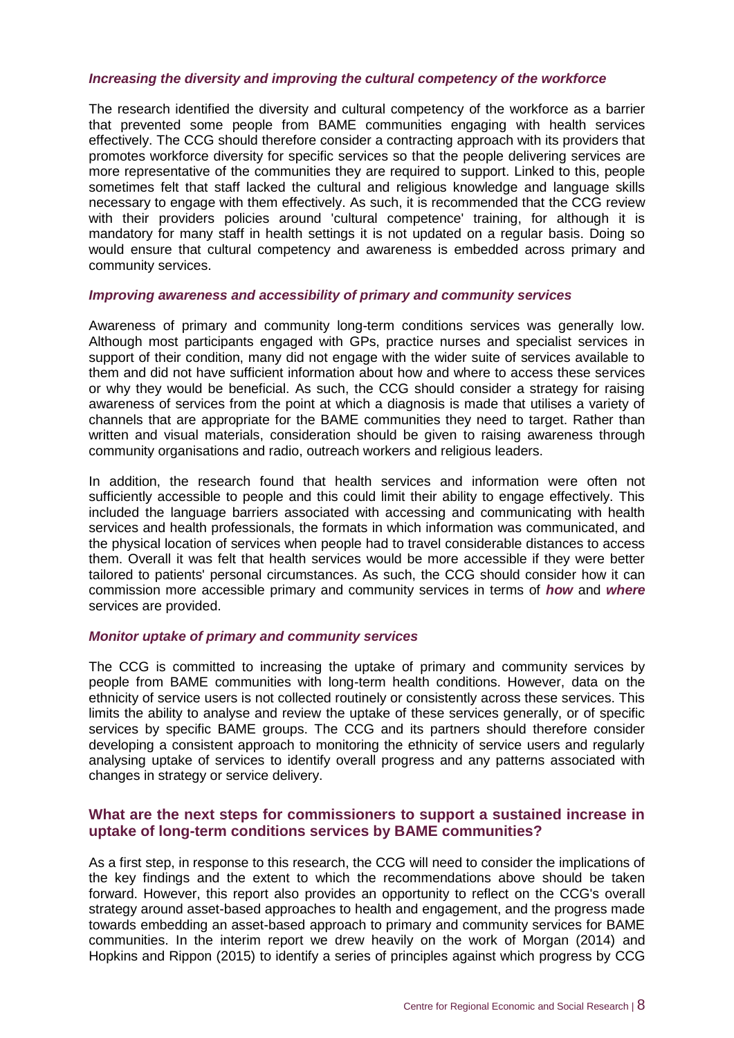### *Increasing the diversity and improving the cultural competency of the workforce*

The research identified the diversity and cultural competency of the workforce as a barrier that prevented some people from BAME communities engaging with health services effectively. The CCG should therefore consider a contracting approach with its providers that promotes workforce diversity for specific services so that the people delivering services are more representative of the communities they are required to support. Linked to this, people sometimes felt that staff lacked the cultural and religious knowledge and language skills necessary to engage with them effectively. As such, it is recommended that the CCG review with their providers policies around 'cultural competence' training, for although it is mandatory for many staff in health settings it is not updated on a regular basis. Doing so would ensure that cultural competency and awareness is embedded across primary and community services.

### *Improving awareness and accessibility of primary and community services*

Awareness of primary and community long-term conditions services was generally low. Although most participants engaged with GPs, practice nurses and specialist services in support of their condition, many did not engage with the wider suite of services available to them and did not have sufficient information about how and where to access these services or why they would be beneficial. As such, the CCG should consider a strategy for raising awareness of services from the point at which a diagnosis is made that utilises a variety of channels that are appropriate for the BAME communities they need to target. Rather than written and visual materials, consideration should be given to raising awareness through community organisations and radio, outreach workers and religious leaders.

In addition, the research found that health services and information were often not sufficiently accessible to people and this could limit their ability to engage effectively. This included the language barriers associated with accessing and communicating with health services and health professionals, the formats in which information was communicated, and the physical location of services when people had to travel considerable distances to access them. Overall it was felt that health services would be more accessible if they were better tailored to patients' personal circumstances. As such, the CCG should consider how it can commission more accessible primary and community services in terms of ***how*** and ***where*** services are provided.

### *Monitor uptake of primary and community services*

The CCG is committed to increasing the uptake of primary and community services by people from BAME communities with long-term health conditions. However, data on the ethnicity of service users is not collected routinely or consistently across these services. This limits the ability to analyse and review the uptake of these services generally, or of specific services by specific BAME groups. The CCG and its partners should therefore consider developing a consistent approach to monitoring the ethnicity of service users and regularly analysing uptake of services to identify overall progress and any patterns associated with changes in strategy or service delivery.

## What are the next steps for commissioners to support a sustained increase in uptake of long-term conditions services by BAME communities?

As a first step, in response to this research, the CCG will need to consider the implications of the key findings and the extent to which the recommendations above should be taken forward. However, this report also provides an opportunity to reflect on the CCG's overall strategy around asset-based approaches to health and engagement, and the progress made towards embedding an asset-based approach to primary and community services for BAME communities. In the interim report we drew heavily on the work of Morgan (2014) and Hopkins and Rippon (2015) to identify a series of principles against which progress by CCG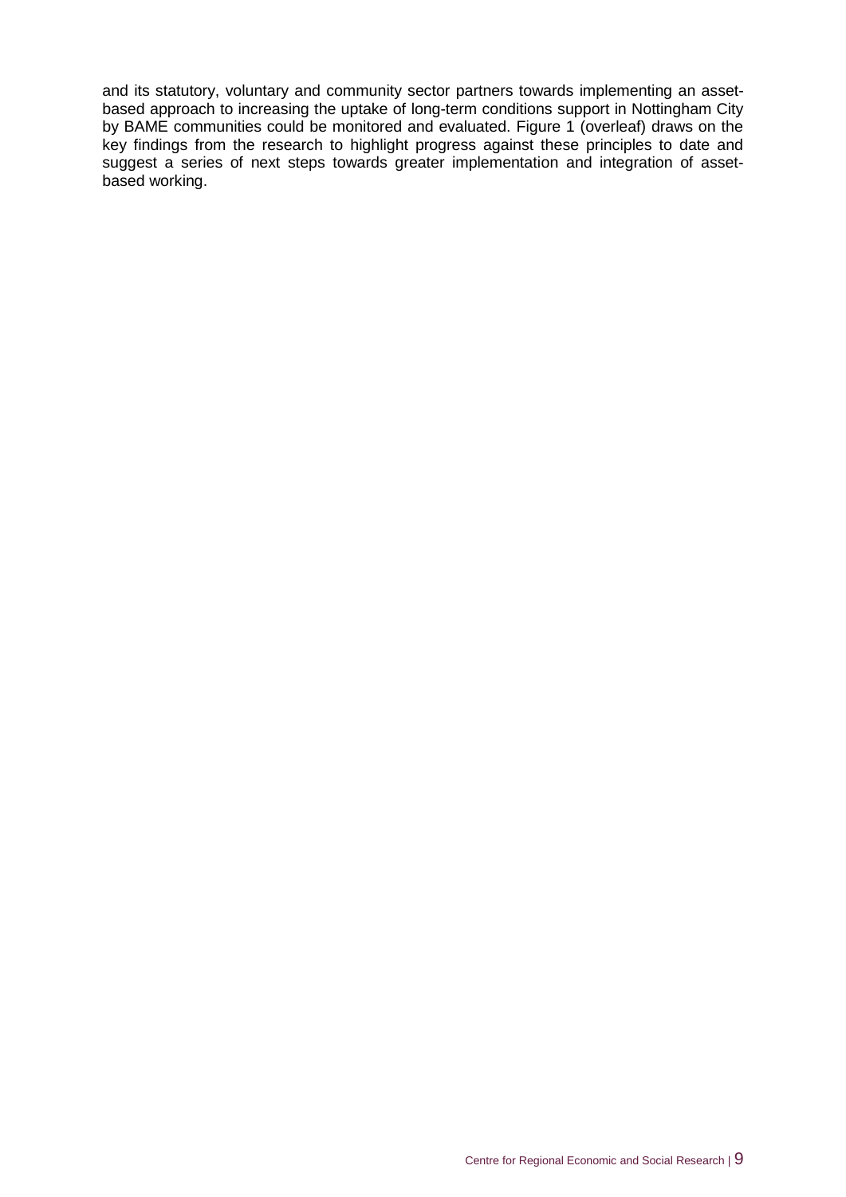and its statutory, voluntary and community sector partners towards implementing an asset-based approach to increasing the uptake of long-term conditions support in Nottingham City by BAME communities could be monitored and evaluated. Figure 1 (overleaf) draws on the key findings from the research to highlight progress against these principles to date and suggest a series of next steps towards greater implementation and integration of asset-based working.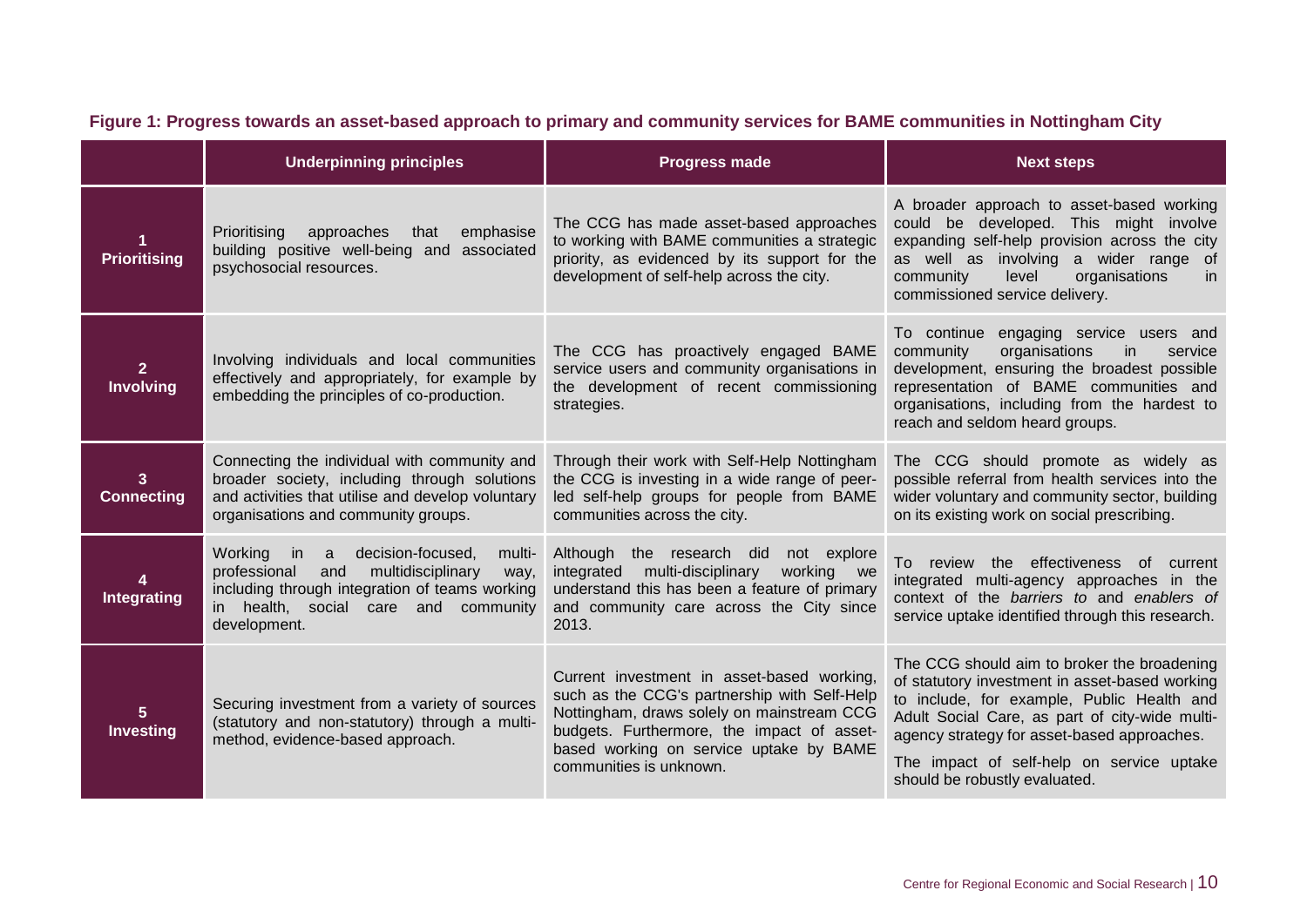**Figure 1: Progress towards an asset-based approach to primary and community services for BAME communities in Nottingham City**

| | Underpinning principles | Progress made | Next steps |
|---|---|---|---|
| **1 Prioritising** | Prioritising approaches that emphasise building positive well-being and associated psychosocial resources. | The CCG has made asset-based approaches to working with BAME communities a strategic priority, as evidenced by its support for the development of self-help across the city. | A broader approach to asset-based working could be developed. This might involve expanding self-help provision across the city as well as involving a wider range of community level organisations in commissioned service delivery. |
| **2 Involving** | Involving individuals and local communities effectively and appropriately, for example by embedding the principles of co-production. | The CCG has proactively engaged BAME service users and community organisations in the development of recent commissioning strategies. | To continue engaging service users and community organisations in service development, ensuring the broadest possible representation of BAME communities and organisations, including from the hardest to reach and seldom heard groups. |
| **3 Connecting** | Connecting the individual with community and broader society, including through solutions and activities that utilise and develop voluntary organisations and community groups. | Through their work with Self-Help Nottingham the CCG is investing in a wide range of peer-led self-help groups for people from BAME communities across the city. | The CCG should promote as widely as possible referral from health services into the wider voluntary and community sector, building on its existing work on social prescribing. |
| **4 Integrating** | Working in a decision-focused, multi-professional and multidisciplinary way, including through integration of teams working in health, social care and community development. | Although the research did not explore integrated multi-disciplinary working we understand this has been a feature of primary and community care across the City since 2013. | To review the effectiveness of current integrated multi-agency approaches in the context of the *barriers to* and *enablers of* service uptake identified through this research. |
| **5 Investing** | Securing investment from a variety of sources (statutory and non-statutory) through a multi-method, evidence-based approach. | Current investment in asset-based working, such as the CCG's partnership with Self-Help Nottingham, draws solely on mainstream CCG budgets. Furthermore, the impact of asset-based working on service uptake by BAME communities is unknown. | The CCG should aim to broker the broadening of statutory investment in asset-based working to include, for example, Public Health and Adult Social Care, as part of city-wide multi-agency strategy for asset-based approaches.<br><br>The impact of self-help on service uptake should be robustly evaluated. |